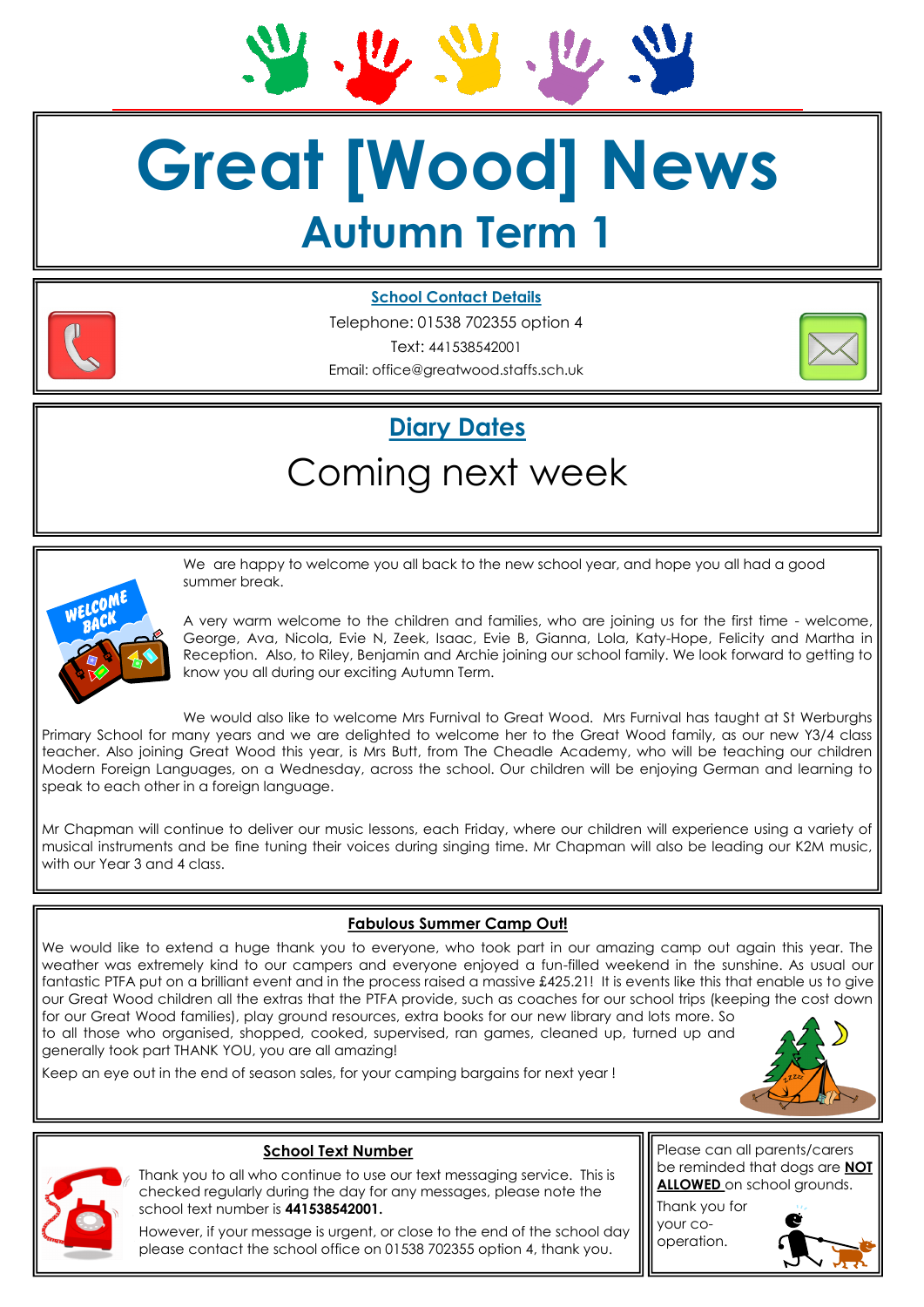# Great [Wood] News

## Autumn Term 1

**School Contact Details**

Telephone: 01538 702355 option 4

Text: 441538542001

Email: office@greatwood.staffs.sch.uk

## Diary Dates

Coming next week

We are happy to welcome you all back to the new school year, and hope you all had a good summer break.

A very warm welcome to the children and families, who are joining us for the first time - welcome, George, Ava, Nicola, Evie N, Zeek, Isaac, Evie B, Gianna, Lola, Katy-Hope, Felicity and Martha in Reception. Also, to Riley, Benjamin and Archie joining our school family. We look forward to getting to know you all during our exciting Autumn Term.

We would also like to welcome Mrs Furnival to Great Wood. Mrs Furnival has taught at St Werburghs Primary School for many years and we are delighted to welcome her to the Great Wood family, as our new Y3/4 class teacher. Also joining Great Wood this year, is Mrs Butt, from The Cheadle Academy, who will be teaching our children Modern Foreign Languages, on a Wednesday, across the school. Our children will be enjoying German and learning to speak to each other in a foreign language.

Mr Chapman will continue to deliver our music lessons, each Friday, where our children will experience using a variety of musical instruments and be fine tuning their voices during singing time. Mr Chapman will also be leading our K2M music, with our Year 3 and 4 class.

### Fabulous Summer Camp Out!

We would like to extend a huge thank you to everyone, who took part in our amazing camp out again this year. The weather was extremely kind to our campers and everyone enjoyed a fun-filled weekend in the sunshine. As usual our fantastic PTFA put on a brilliant event and in the process raised a massive £425.21! It is events like this that enable us to give our Great Wood children all the extras that the PTFA provide, such as coaches for our school trips (keeping the cost down for our Great Wood families), play ground resources, extra books for our new library and lots more. So to all those who organised, shopped, cooked, supervised, ran games, cleaned up, turned up and generally took part THANK YOU, you are all amazing!

Keep an eye out in the end of season sales, for your camping bargains for next year !

### School Text Number

Thank you to all who continue to use our text messaging service. This is checked regularly during the day for any messages, please note the school text number is **441538542001.**

However, if your message is urgent, or close to the end of the school day please contact the school office on 01538 702355 option 4, thank you.

Please can all parents/carers be reminded that dogs are **NOT ALLOWED** on school grounds.

Thank you for your co-operation.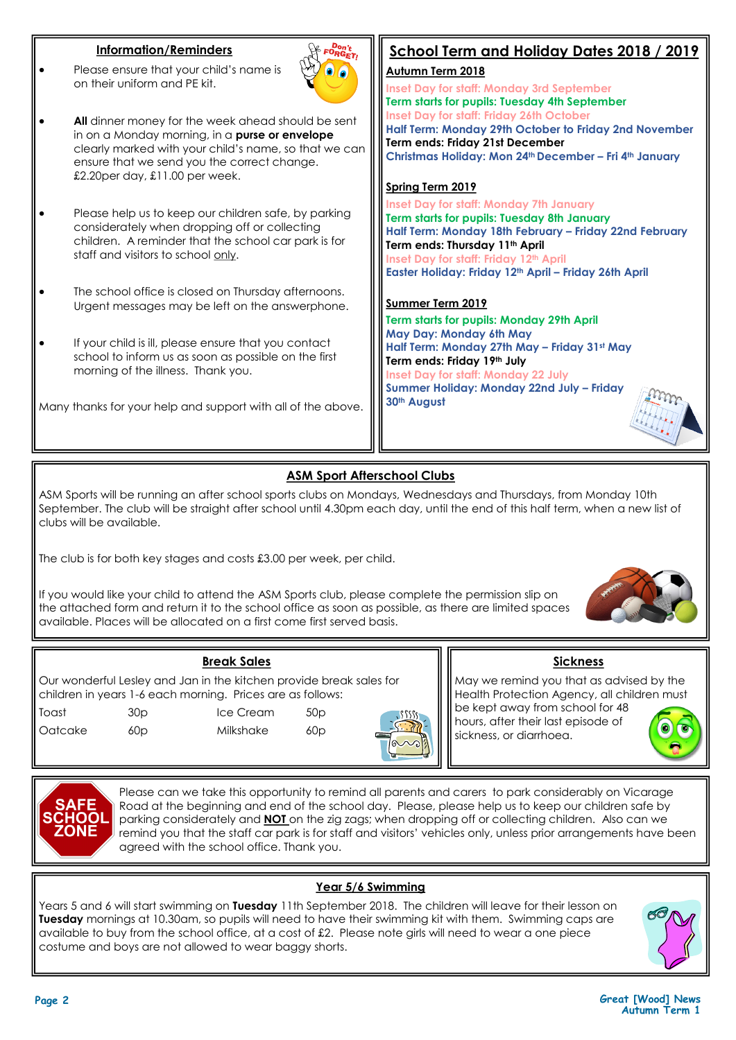## Information/Reminders

- Please ensure that your child's name is on their uniform and PE kit.
- **All** dinner money for the week ahead should be sent in on a Monday morning, in a **purse or envelope** clearly marked with your child's name, so that we can ensure that we send you the correct change. £2.20per day, £11.00 per week.
- Please help us to keep our children safe, by parking considerately when dropping off or collecting children. A reminder that the school car park is for staff and visitors to school only.
- The school office is closed on Thursday afternoons. Urgent messages may be left on the answerphone.
- If your child is ill, please ensure that you contact school to inform us as soon as possible on the first morning of the illness. Thank you.

Many thanks for your help and support with all of the above.

## School Term and Holiday Dates 2018 / 2019

**Autumn Term 2018**

Inset Day for staff: Monday 3rd September
Term starts for pupils: Tuesday 4th September
Inset Day for staff: Friday 26th October
Half Term: Monday 29th October to Friday 2nd November
**Term ends: Friday 21st December**
Christmas Holiday: Mon 24th December – Fri 4th January

**Spring Term 2019**

Inset Day for staff: Monday 7th January
Term starts for pupils: Tuesday 8th January
Half Term: Monday 18th February – Friday 22nd February
**Term ends: Thursday 11th April**
Inset Day for staff: Friday 12th April
Easter Holiday: Friday 12th April – Friday 26th April

**Summer Term 2019**

Term starts for pupils: Monday 29th April
May Day: Monday 6th May
Half Term: Monday 27th May – Friday 31st May
**Term ends: Friday 19th July**
Inset Day for staff: Monday 22 July
Summer Holiday: Monday 22nd July – Friday 30th August

## ASM Sport Afterschool Clubs

ASM Sports will be running an after school sports clubs on Mondays, Wednesdays and Thursdays, from Monday 10th September. The club will be straight after school until 4.30pm each day, until the end of this half term, when a new list of clubs will be available.

The club is for both key stages and costs £3.00 per week, per child.

If you would like your child to attend the ASM Sports club, please complete the permission slip on the attached form and return it to the school office as soon as possible, as there are limited spaces available. Places will be allocated on a first come first served basis.

## Break Sales

Our wonderful Lesley and Jan in the kitchen provide break sales for children in years 1-6 each morning. Prices are as follows:

| | | | |
|---|---|---|---|
| Toast | 30p | Ice Cream | 50p |
| Oatcake | 60p | Milkshake | 60p |

## Sickness

May we remind you that as advised by the Health Protection Agency, all children must be kept away from school for 48 hours, after their last episode of sickness, or diarrhoea.

**SAFE SCHOOL ZONE**

Please can we take this opportunity to remind all parents and carers to park considerably on Vicarage Road at the beginning and end of the school day. Please, please help us to keep our children safe by parking considerately and **NOT** on the zig zags; when dropping off or collecting children. Also can we remind you that the staff car park is for staff and visitors' vehicles only, unless prior arrangements have been agreed with the school office. Thank you.

## Year 5/6 Swimming

Years 5 and 6 will start swimming on **Tuesday** 11th September 2018. The children will leave for their lesson on **Tuesday** mornings at 10.30am, so pupils will need to have their swimming kit with them. Swimming caps are available to buy from the school office, at a cost of £2. Please note girls will need to wear a one piece costume and boys are not allowed to wear baggy shorts.